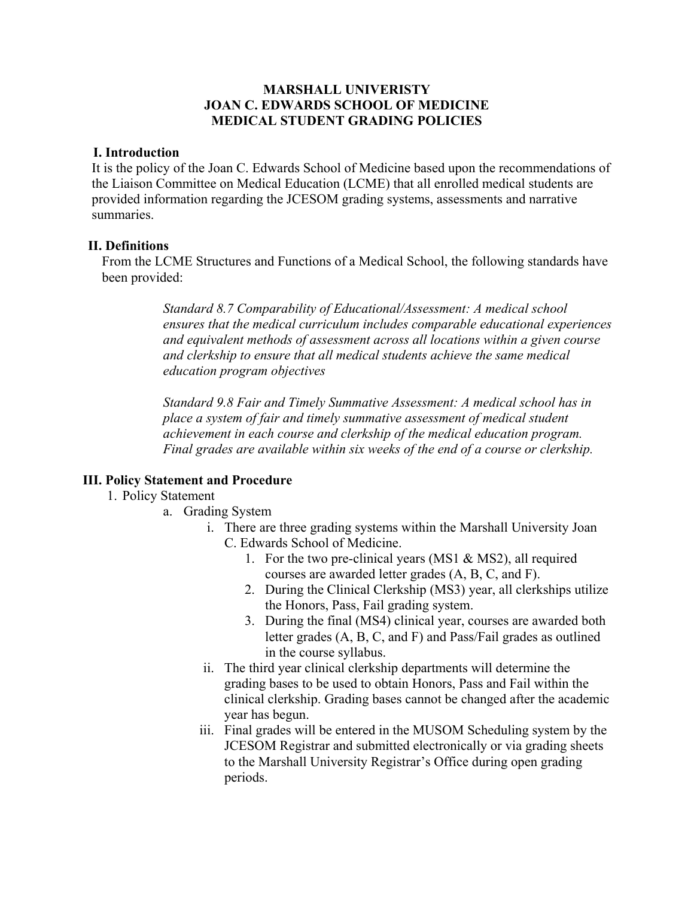# MARSHALL UNIVERISTY
# JOAN C. EDWARDS SCHOOL OF MEDICINE
# MEDICAL STUDENT GRADING POLICIES

## I. Introduction

It is the policy of the Joan C. Edwards School of Medicine based upon the recommendations of the Liaison Committee on Medical Education (LCME) that all enrolled medical students are provided information regarding the JCESOM grading systems, assessments and narrative summaries.

## II. Definitions

From the LCME Structures and Functions of a Medical School, the following standards have been provided:

> *Standard 8.7 Comparability of Educational/Assessment: A medical school ensures that the medical curriculum includes comparable educational experiences and equivalent methods of assessment across all locations within a given course and clerkship to ensure that all medical students achieve the same medical education program objectives*
>
> *Standard 9.8 Fair and Timely Summative Assessment: A medical school has in place a system of fair and timely summative assessment of medical student achievement in each course and clerkship of the medical education program. Final grades are available within six weeks of the end of a course or clerkship.*

## III. Policy Statement and Procedure

1. Policy Statement
   a. Grading System
      i. There are three grading systems within the Marshall University Joan C. Edwards School of Medicine.
         1. For the two pre-clinical years (MS1 & MS2), all required courses are awarded letter grades (A, B, C, and F).
         2. During the Clinical Clerkship (MS3) year, all clerkships utilize the Honors, Pass, Fail grading system.
         3. During the final (MS4) clinical year, courses are awarded both letter grades (A, B, C, and F) and Pass/Fail grades as outlined in the course syllabus.
      ii. The third year clinical clerkship departments will determine the grading bases to be used to obtain Honors, Pass and Fail within the clinical clerkship. Grading bases cannot be changed after the academic year has begun.
      iii. Final grades will be entered in the MUSOM Scheduling system by the JCESOM Registrar and submitted electronically or via grading sheets to the Marshall University Registrar's Office during open grading periods.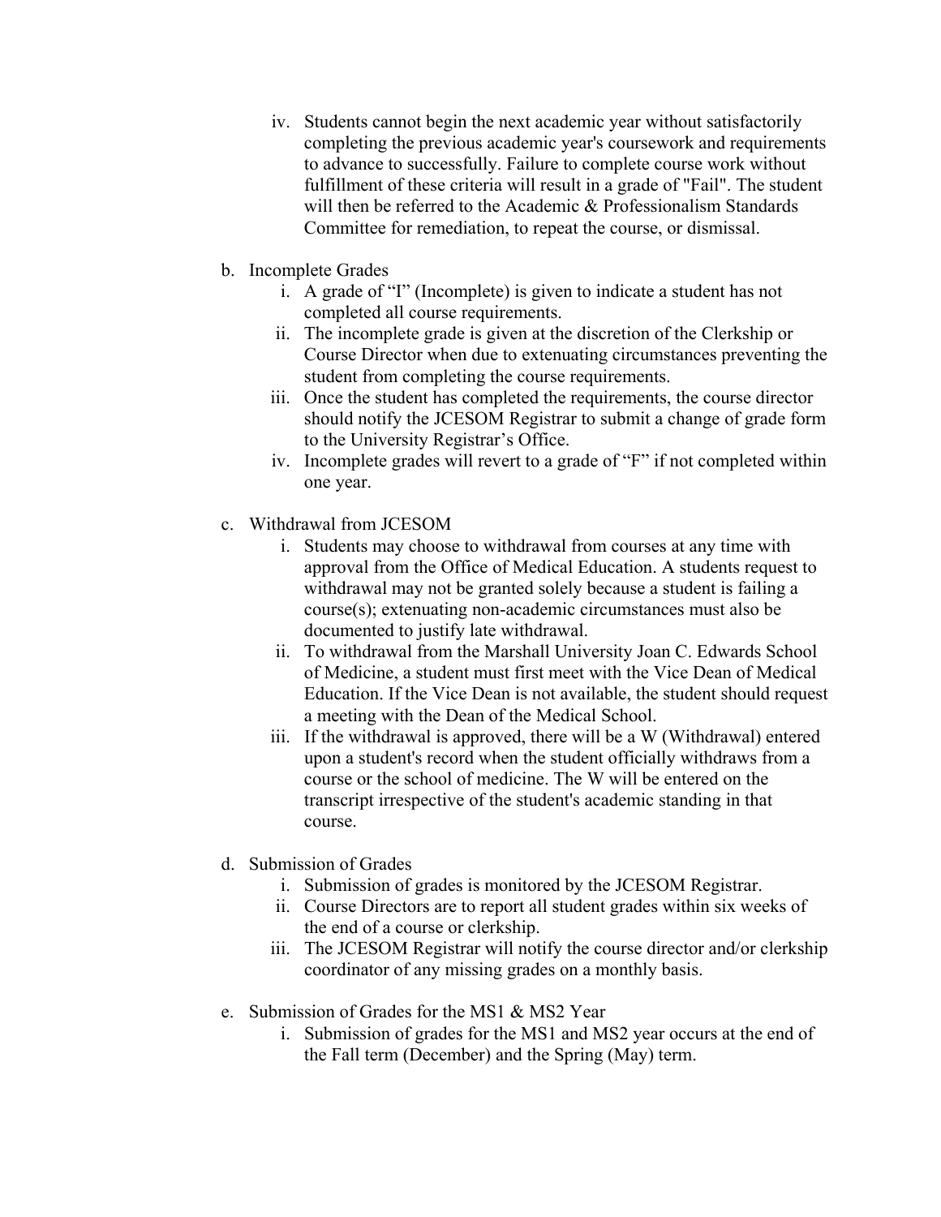iv. Students cannot begin the next academic year without satisfactorily completing the previous academic year's coursework and requirements to advance to successfully. Failure to complete course work without fulfillment of these criteria will result in a grade of "Fail". The student will then be referred to the Academic & Professionalism Standards Committee for remediation, to repeat the course, or dismissal.

b. Incomplete Grades

   i. A grade of "I" (Incomplete) is given to indicate a student has not completed all course requirements.

   ii. The incomplete grade is given at the discretion of the Clerkship or Course Director when due to extenuating circumstances preventing the student from completing the course requirements.

   iii. Once the student has completed the requirements, the course director should notify the JCESOM Registrar to submit a change of grade form to the University Registrar's Office.

   iv. Incomplete grades will revert to a grade of "F" if not completed within one year.

c. Withdrawal from JCESOM

   i. Students may choose to withdrawal from courses at any time with approval from the Office of Medical Education. A students request to withdrawal may not be granted solely because a student is failing a course(s); extenuating non-academic circumstances must also be documented to justify late withdrawal.

   ii. To withdrawal from the Marshall University Joan C. Edwards School of Medicine, a student must first meet with the Vice Dean of Medical Education. If the Vice Dean is not available, the student should request a meeting with the Dean of the Medical School.

   iii. If the withdrawal is approved, there will be a W (Withdrawal) entered upon a student's record when the student officially withdraws from a course or the school of medicine. The W will be entered on the transcript irrespective of the student's academic standing in that course.

d. Submission of Grades

   i. Submission of grades is monitored by the JCESOM Registrar.

   ii. Course Directors are to report all student grades within six weeks of the end of a course or clerkship.

   iii. The JCESOM Registrar will notify the course director and/or clerkship coordinator of any missing grades on a monthly basis.

e. Submission of Grades for the MS1 & MS2 Year

   i. Submission of grades for the MS1 and MS2 year occurs at the end of the Fall term (December) and the Spring (May) term.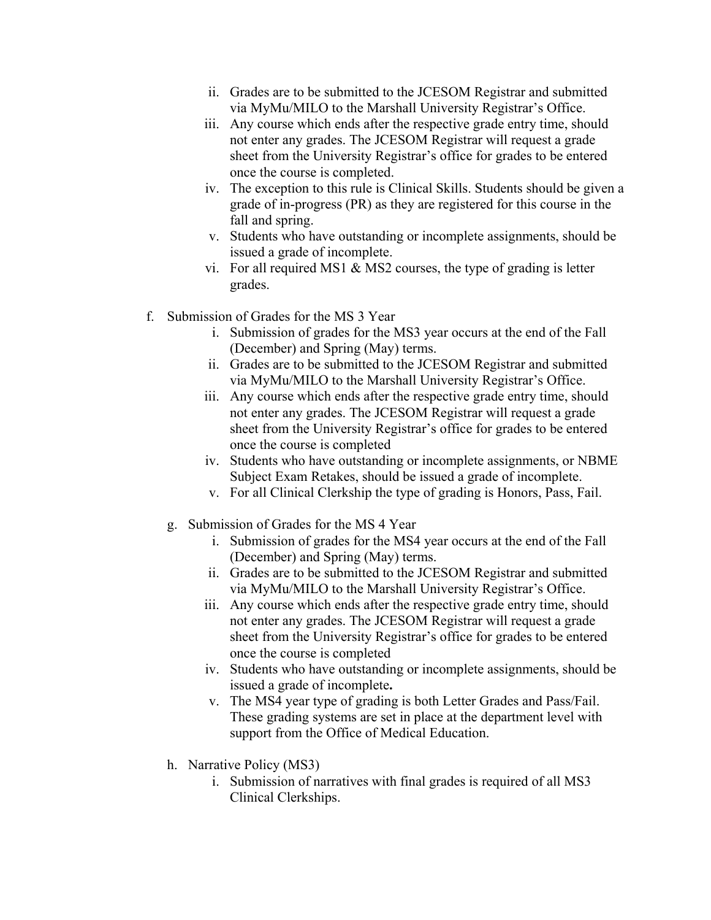ii. Grades are to be submitted to the JCESOM Registrar and submitted via MyMu/MILO to the Marshall University Registrar's Office.
   iii. Any course which ends after the respective grade entry time, should not enter any grades. The JCESOM Registrar will request a grade sheet from the University Registrar's office for grades to be entered once the course is completed.
   iv. The exception to this rule is Clinical Skills. Students should be given a grade of in-progress (PR) as they are registered for this course in the fall and spring.
   v. Students who have outstanding or incomplete assignments, should be issued a grade of incomplete.
   vi. For all required MS1 & MS2 courses, the type of grading is letter grades.

f. Submission of Grades for the MS 3 Year
   i. Submission of grades for the MS3 year occurs at the end of the Fall (December) and Spring (May) terms.
   ii. Grades are to be submitted to the JCESOM Registrar and submitted via MyMu/MILO to the Marshall University Registrar's Office.
   iii. Any course which ends after the respective grade entry time, should not enter any grades. The JCESOM Registrar will request a grade sheet from the University Registrar's office for grades to be entered once the course is completed
   iv. Students who have outstanding or incomplete assignments, or NBME Subject Exam Retakes, should be issued a grade of incomplete.
   v. For all Clinical Clerkship the type of grading is Honors, Pass, Fail.

g. Submission of Grades for the MS 4 Year
   i. Submission of grades for the MS4 year occurs at the end of the Fall (December) and Spring (May) terms.
   ii. Grades are to be submitted to the JCESOM Registrar and submitted via MyMu/MILO to the Marshall University Registrar's Office.
   iii. Any course which ends after the respective grade entry time, should not enter any grades. The JCESOM Registrar will request a grade sheet from the University Registrar's office for grades to be entered once the course is completed
   iv. Students who have outstanding or incomplete assignments, should be issued a grade of incomplete**.**
   v. The MS4 year type of grading is both Letter Grades and Pass/Fail. These grading systems are set in place at the department level with support from the Office of Medical Education.

h. Narrative Policy (MS3)
   i. Submission of narratives with final grades is required of all MS3 Clinical Clerkships.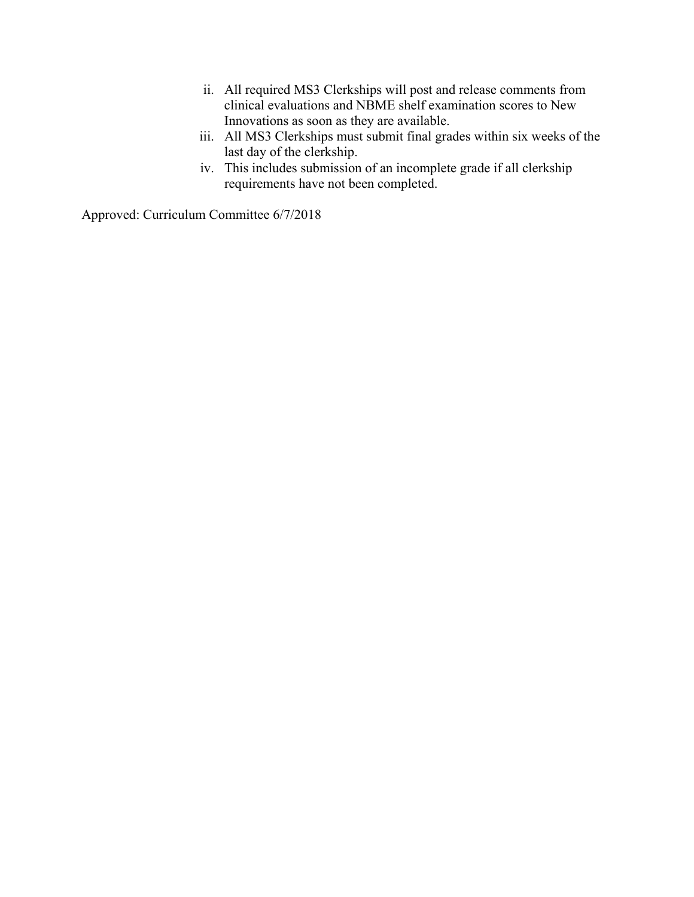ii. All required MS3 Clerkships will post and release comments from clinical evaluations and NBME shelf examination scores to New Innovations as soon as they are available.

iii. All MS3 Clerkships must submit final grades within six weeks of the last day of the clerkship.

iv. This includes submission of an incomplete grade if all clerkship requirements have not been completed.

Approved: Curriculum Committee 6/7/2018